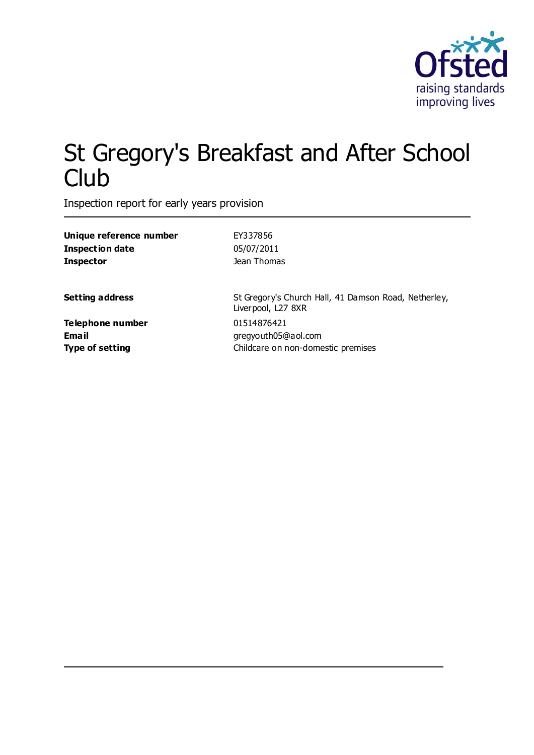# St Gregory's Breakfast and After School Club

Inspection report for early years provision

| | |
|---|---|
| **Unique reference number** | EY337856 |
| **Inspection date** | 05/07/2011 |
| **Inspector** | Jean Thomas |
| | |
| **Setting address** | St Gregory's Church Hall, 41 Damson Road, Netherley, Liverpool, L27 8XR |
| **Telephone number** | 01514876421 |
| **Email** | gregyouth05@aol.com |
| **Type of setting** | Childcare on non-domestic premises |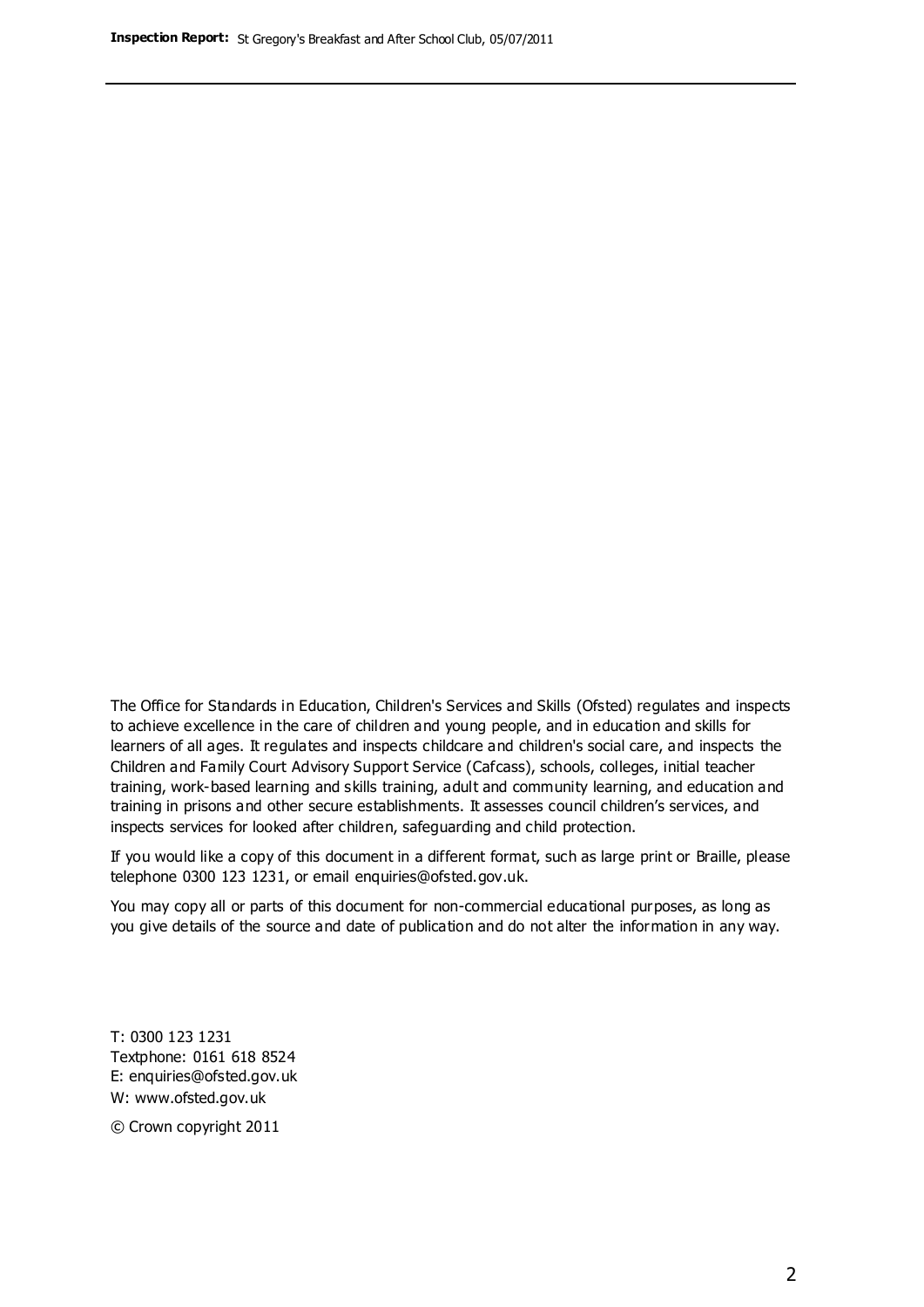The Office for Standards in Education, Children's Services and Skills (Ofsted) regulates and inspects to achieve excellence in the care of children and young people, and in education and skills for learners of all ages. It regulates and inspects childcare and children's social care, and inspects the Children and Family Court Advisory Support Service (Cafcass), schools, colleges, initial teacher training, work-based learning and skills training, adult and community learning, and education and training in prisons and other secure establishments. It assesses council children's services, and inspects services for looked after children, safeguarding and child protection.

If you would like a copy of this document in a different format, such as large print or Braille, please telephone 0300 123 1231, or email enquiries@ofsted.gov.uk.

You may copy all or parts of this document for non-commercial educational purposes, as long as you give details of the source and date of publication and do not alter the information in any way.

T: 0300 123 1231
Textphone: 0161 618 8524
E: enquiries@ofsted.gov.uk
W: www.ofsted.gov.uk

© Crown copyright 2011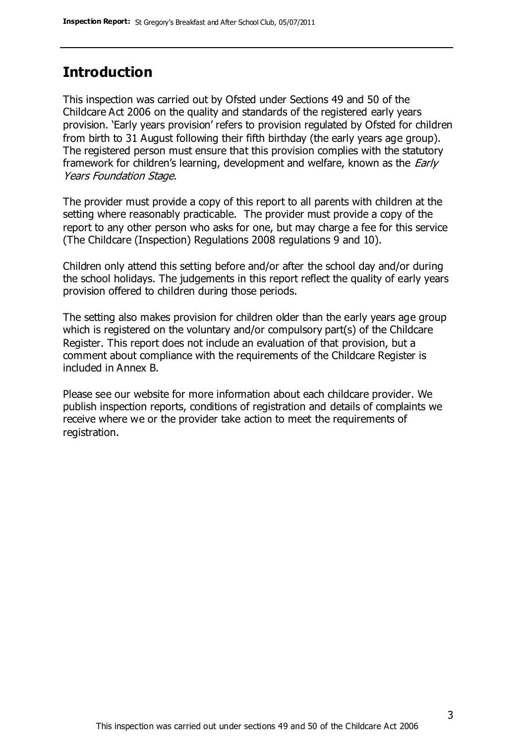## Introduction

This inspection was carried out by Ofsted under Sections 49 and 50 of the Childcare Act 2006 on the quality and standards of the registered early years provision. 'Early years provision' refers to provision regulated by Ofsted for children from birth to 31 August following their fifth birthday (the early years age group). The registered person must ensure that this provision complies with the statutory framework for children's learning, development and welfare, known as the *Early Years Foundation Stage.*

The provider must provide a copy of this report to all parents with children at the setting where reasonably practicable. The provider must provide a copy of the report to any other person who asks for one, but may charge a fee for this service (The Childcare (Inspection) Regulations 2008 regulations 9 and 10).

Children only attend this setting before and/or after the school day and/or during the school holidays. The judgements in this report reflect the quality of early years provision offered to children during those periods.

The setting also makes provision for children older than the early years age group which is registered on the voluntary and/or compulsory part(s) of the Childcare Register. This report does not include an evaluation of that provision, but a comment about compliance with the requirements of the Childcare Register is included in Annex B.

Please see our website for more information about each childcare provider. We publish inspection reports, conditions of registration and details of complaints we receive where we or the provider take action to meet the requirements of registration.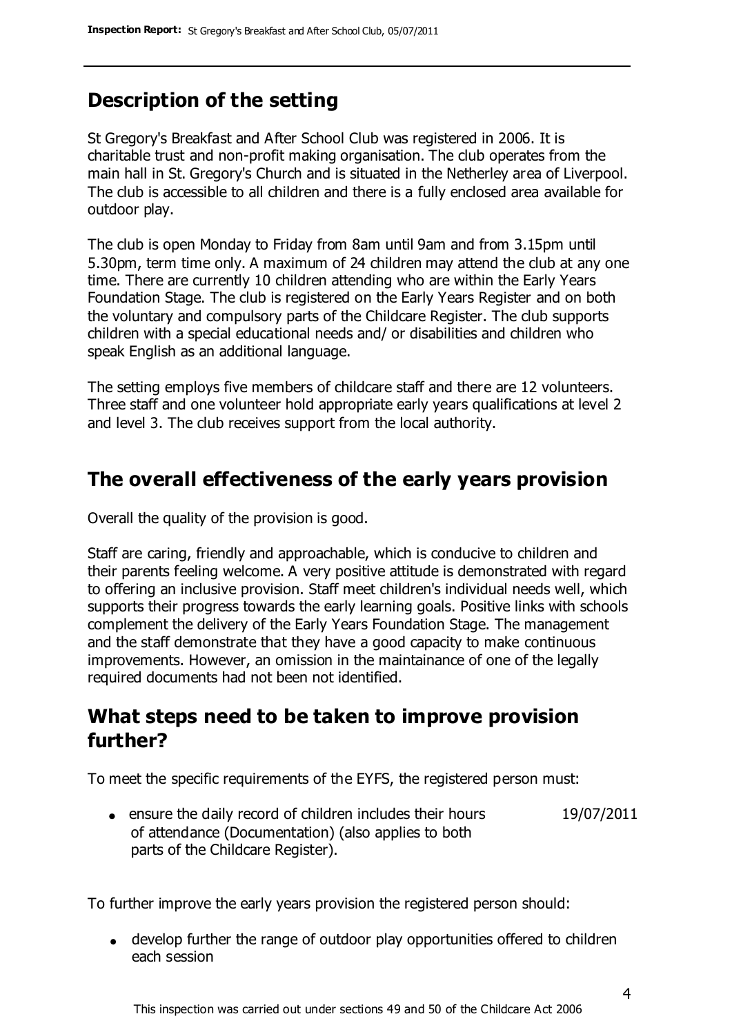## Description of the setting

St Gregory's Breakfast and After School Club was registered in 2006. It is charitable trust and non-profit making organisation. The club operates from the main hall in St. Gregory's Church and is situated in the Netherley area of Liverpool. The club is accessible to all children and there is a fully enclosed area available for outdoor play.

The club is open Monday to Friday from 8am until 9am and from 3.15pm until 5.30pm, term time only. A maximum of 24 children may attend the club at any one time. There are currently 10 children attending who are within the Early Years Foundation Stage. The club is registered on the Early Years Register and on both the voluntary and compulsory parts of the Childcare Register. The club supports children with a special educational needs and/ or disabilities and children who speak English as an additional language.

The setting employs five members of childcare staff and there are 12 volunteers. Three staff and one volunteer hold appropriate early years qualifications at level 2 and level 3. The club receives support from the local authority.

## The overall effectiveness of the early years provision

Overall the quality of the provision is good.

Staff are caring, friendly and approachable, which is conducive to children and their parents feeling welcome. A very positive attitude is demonstrated with regard to offering an inclusive provision. Staff meet children's individual needs well, which supports their progress towards the early learning goals. Positive links with schools complement the delivery of the Early Years Foundation Stage. The management and the staff demonstrate that they have a good capacity to make continuous improvements. However, an omission in the maintainance of one of the legally required documents had not been not identified.

## What steps need to be taken to improve provision further?

To meet the specific requirements of the EYFS, the registered person must:

- ensure the daily record of children includes their hours of attendance (Documentation) (also applies to both parts of the Childcare Register). — 19/07/2011

To further improve the early years provision the registered person should:

- develop further the range of outdoor play opportunities offered to children each session

This inspection was carried out under sections 49 and 50 of the Childcare Act 2006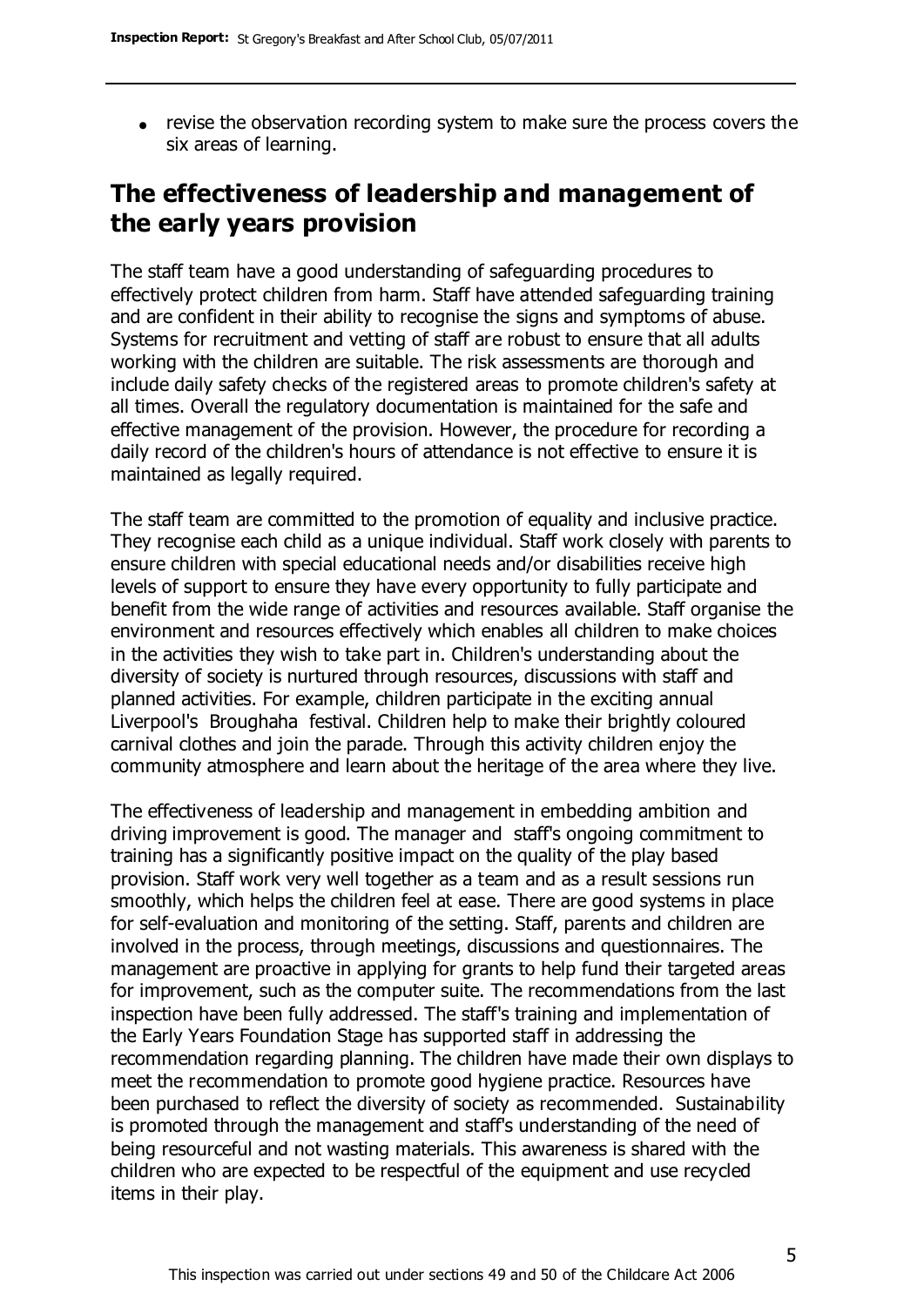- revise the observation recording system to make sure the process covers the six areas of learning.

## The effectiveness of leadership and management of the early years provision

The staff team have a good understanding of safeguarding procedures to effectively protect children from harm. Staff have attended safeguarding training and are confident in their ability to recognise the signs and symptoms of abuse. Systems for recruitment and vetting of staff are robust to ensure that all adults working with the children are suitable. The risk assessments are thorough and include daily safety checks of the registered areas to promote children's safety at all times. Overall the regulatory documentation is maintained for the safe and effective management of the provision. However, the procedure for recording a daily record of the children's hours of attendance is not effective to ensure it is maintained as legally required.

The staff team are committed to the promotion of equality and inclusive practice. They recognise each child as a unique individual. Staff work closely with parents to ensure children with special educational needs and/or disabilities receive high levels of support to ensure they have every opportunity to fully participate and benefit from the wide range of activities and resources available. Staff organise the environment and resources effectively which enables all children to make choices in the activities they wish to take part in. Children's understanding about the diversity of society is nurtured through resources, discussions with staff and planned activities. For example, children participate in the exciting annual Liverpool's Broughaha festival. Children help to make their brightly coloured carnival clothes and join the parade. Through this activity children enjoy the community atmosphere and learn about the heritage of the area where they live.

The effectiveness of leadership and management in embedding ambition and driving improvement is good. The manager and staff's ongoing commitment to training has a significantly positive impact on the quality of the play based provision. Staff work very well together as a team and as a result sessions run smoothly, which helps the children feel at ease. There are good systems in place for self-evaluation and monitoring of the setting. Staff, parents and children are involved in the process, through meetings, discussions and questionnaires. The management are proactive in applying for grants to help fund their targeted areas for improvement, such as the computer suite. The recommendations from the last inspection have been fully addressed. The staff's training and implementation of the Early Years Foundation Stage has supported staff in addressing the recommendation regarding planning. The children have made their own displays to meet the recommendation to promote good hygiene practice. Resources have been purchased to reflect the diversity of society as recommended. Sustainability is promoted through the management and staff's understanding of the need of being resourceful and not wasting materials. This awareness is shared with the children who are expected to be respectful of the equipment and use recycled items in their play.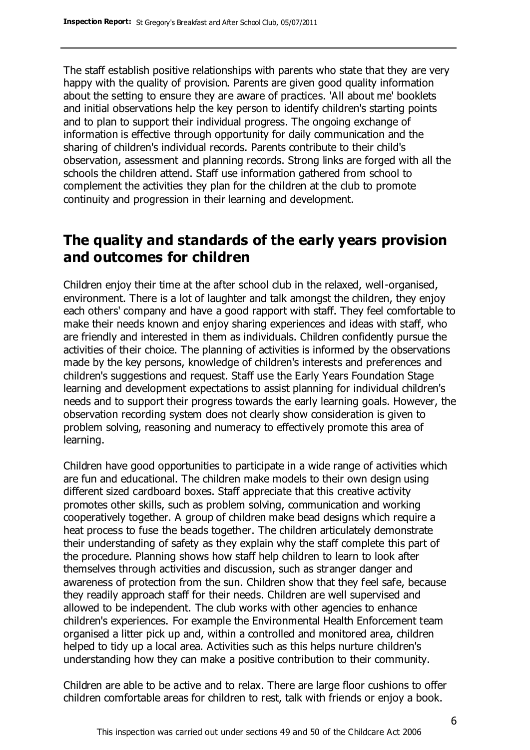The staff establish positive relationships with parents who state that they are very happy with the quality of provision. Parents are given good quality information about the setting to ensure they are aware of practices. 'All about me' booklets and initial observations help the key person to identify children's starting points and to plan to support their individual progress. The ongoing exchange of information is effective through opportunity for daily communication and the sharing of children's individual records. Parents contribute to their child's observation, assessment and planning records. Strong links are forged with all the schools the children attend. Staff use information gathered from school to complement the activities they plan for the children at the club to promote continuity and progression in their learning and development.

## The quality and standards of the early years provision and outcomes for children

Children enjoy their time at the after school club in the relaxed, well-organised, environment. There is a lot of laughter and talk amongst the children, they enjoy each others' company and have a good rapport with staff. They feel comfortable to make their needs known and enjoy sharing experiences and ideas with staff, who are friendly and interested in them as individuals. Children confidently pursue the activities of their choice. The planning of activities is informed by the observations made by the key persons, knowledge of children's interests and preferences and children's suggestions and request. Staff use the Early Years Foundation Stage learning and development expectations to assist planning for individual children's needs and to support their progress towards the early learning goals. However, the observation recording system does not clearly show consideration is given to problem solving, reasoning and numeracy to effectively promote this area of learning.

Children have good opportunities to participate in a wide range of activities which are fun and educational. The children make models to their own design using different sized cardboard boxes. Staff appreciate that this creative activity promotes other skills, such as problem solving, communication and working cooperatively together. A group of children make bead designs which require a heat process to fuse the beads together. The children articulately demonstrate their understanding of safety as they explain why the staff complete this part of the procedure. Planning shows how staff help children to learn to look after themselves through activities and discussion, such as stranger danger and awareness of protection from the sun. Children show that they feel safe, because they readily approach staff for their needs. Children are well supervised and allowed to be independent. The club works with other agencies to enhance children's experiences. For example the Environmental Health Enforcement team organised a litter pick up and, within a controlled and monitored area, children helped to tidy up a local area. Activities such as this helps nurture children's understanding how they can make a positive contribution to their community.

Children are able to be active and to relax. There are large floor cushions to offer children comfortable areas for children to rest, talk with friends or enjoy a book.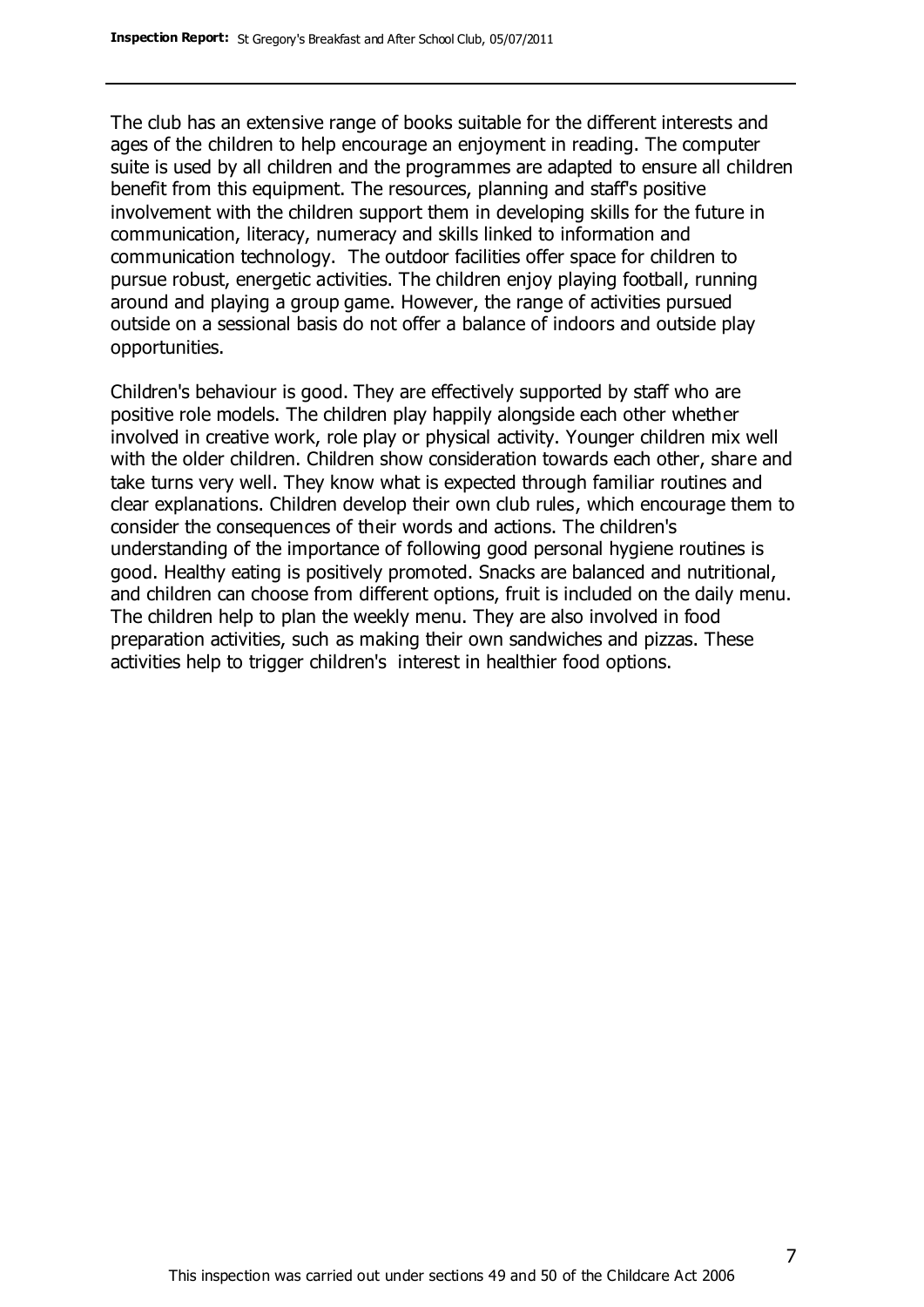The club has an extensive range of books suitable for the different interests and ages of the children to help encourage an enjoyment in reading. The computer suite is used by all children and the programmes are adapted to ensure all children benefit from this equipment. The resources, planning and staff's positive involvement with the children support them in developing skills for the future in communication, literacy, numeracy and skills linked to information and communication technology. The outdoor facilities offer space for children to pursue robust, energetic activities. The children enjoy playing football, running around and playing a group game. However, the range of activities pursued outside on a sessional basis do not offer a balance of indoors and outside play opportunities.

Children's behaviour is good. They are effectively supported by staff who are positive role models. The children play happily alongside each other whether involved in creative work, role play or physical activity. Younger children mix well with the older children. Children show consideration towards each other, share and take turns very well. They know what is expected through familiar routines and clear explanations. Children develop their own club rules, which encourage them to consider the consequences of their words and actions. The children's understanding of the importance of following good personal hygiene routines is good. Healthy eating is positively promoted. Snacks are balanced and nutritional, and children can choose from different options, fruit is included on the daily menu. The children help to plan the weekly menu. They are also involved in food preparation activities, such as making their own sandwiches and pizzas. These activities help to trigger children's interest in healthier food options.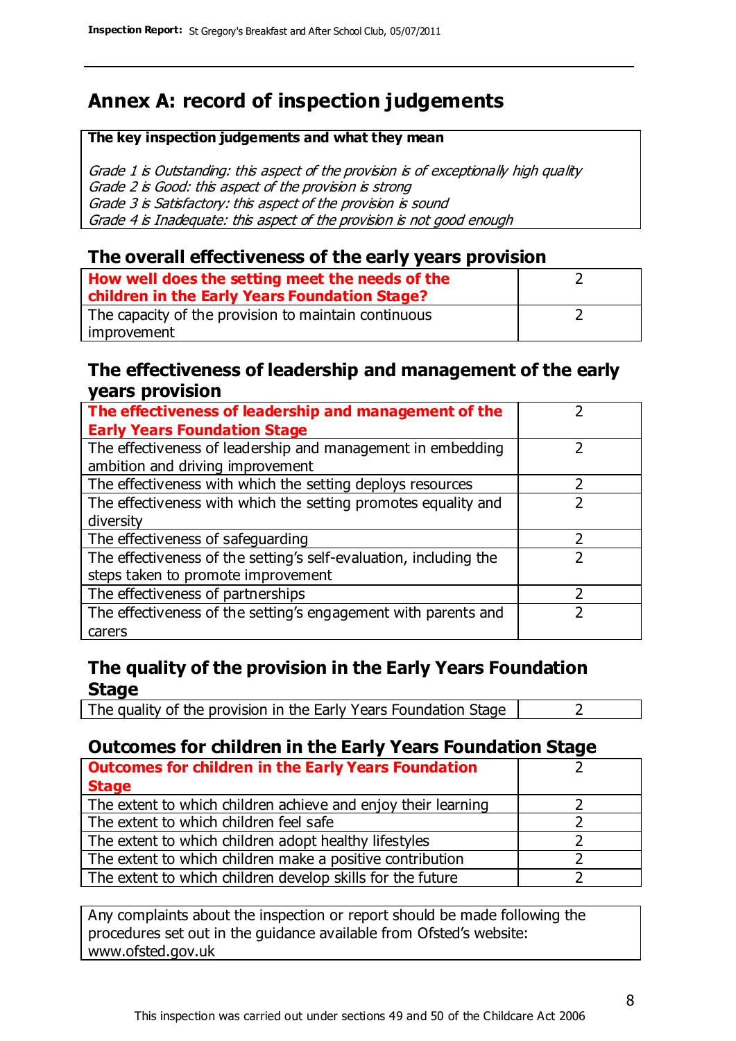# Annex A: record of inspection judgements

**The key inspection judgements and what they mean**

*Grade 1 is Outstanding: this aspect of the provision is of exceptionally high quality*
*Grade 2 is Good: this aspect of the provision is strong*
*Grade 3 is Satisfactory: this aspect of the provision is sound*
*Grade 4 is Inadequate: this aspect of the provision is not good enough*

## The overall effectiveness of the early years provision

| | |
|---|---|
| **How well does the setting meet the needs of the children in the Early Years Foundation Stage?** | 2 |
| The capacity of the provision to maintain continuous improvement | 2 |

## The effectiveness of leadership and management of the early years provision

| | |
|---|---|
| **The effectiveness of leadership and management of the Early Years Foundation Stage** | 2 |
| The effectiveness of leadership and management in embedding ambition and driving improvement | 2 |
| The effectiveness with which the setting deploys resources | 2 |
| The effectiveness with which the setting promotes equality and diversity | 2 |
| The effectiveness of safeguarding | 2 |
| The effectiveness of the setting's self-evaluation, including the steps taken to promote improvement | 2 |
| The effectiveness of partnerships | 2 |
| The effectiveness of the setting's engagement with parents and carers | 2 |

## The quality of the provision in the Early Years Foundation Stage

| | |
|---|---|
| The quality of the provision in the Early Years Foundation Stage | 2 |

## Outcomes for children in the Early Years Foundation Stage

| | |
|---|---|
| **Outcomes for children in the Early Years Foundation Stage** | 2 |
| The extent to which children achieve and enjoy their learning | 2 |
| The extent to which children feel safe | 2 |
| The extent to which children adopt healthy lifestyles | 2 |
| The extent to which children make a positive contribution | 2 |
| The extent to which children develop skills for the future | 2 |

Any complaints about the inspection or report should be made following the procedures set out in the guidance available from Ofsted's website: www.ofsted.gov.uk

This inspection was carried out under sections 49 and 50 of the Childcare Act 2006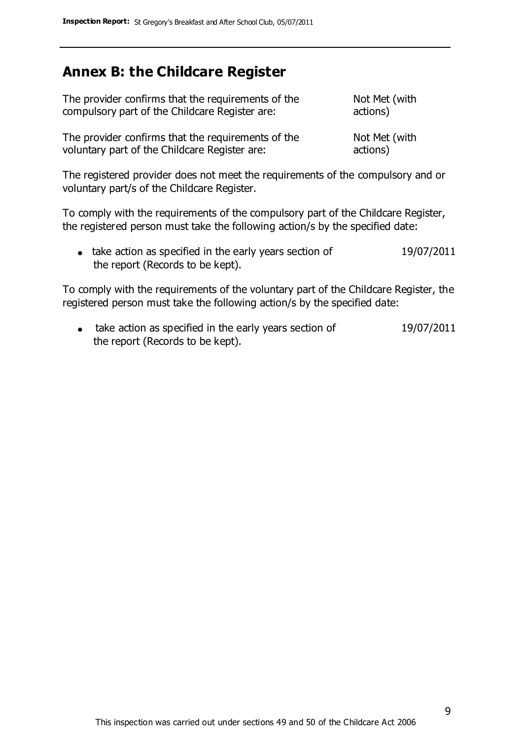## Annex B: the Childcare Register

| | |
|---|---|
| The provider confirms that the requirements of the compulsory part of the Childcare Register are: | Not Met (with actions) |
| The provider confirms that the requirements of the voluntary part of the Childcare Register are: | Not Met (with actions) |

The registered provider does not meet the requirements of the compulsory and or voluntary part/s of the Childcare Register.

To comply with the requirements of the compulsory part of the Childcare Register, the registered person must take the following action/s by the specified date:

- take action as specified in the early years section of the report (Records to be kept). 19/07/2011

To comply with the requirements of the voluntary part of the Childcare Register, the registered person must take the following action/s by the specified date:

- take action as specified in the early years section of the report (Records to be kept). 19/07/2011

This inspection was carried out under sections 49 and 50 of the Childcare Act 2006